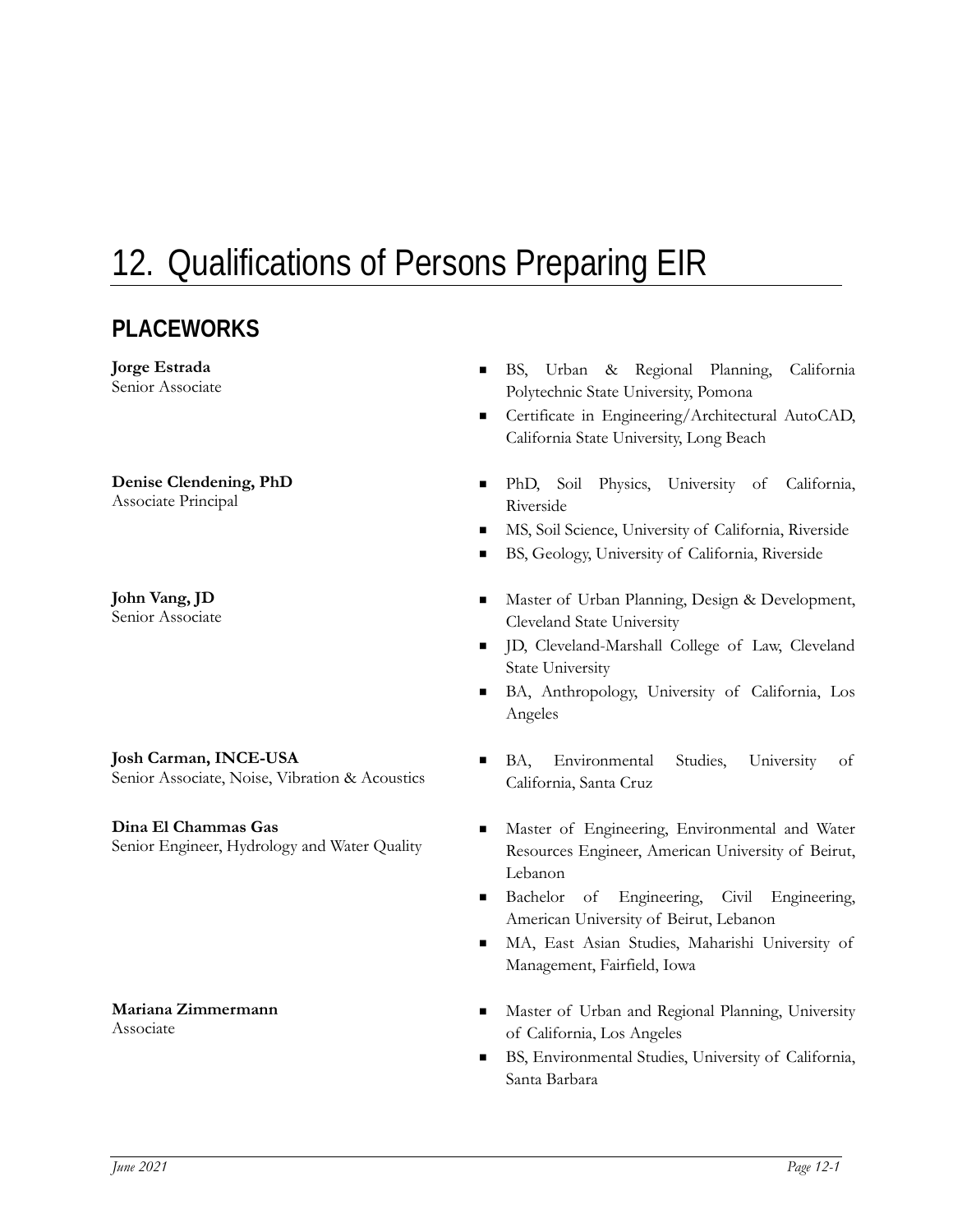# 12. Qualifications of Persons Preparing EIR

## PLACEWORKS

**Jorge Estrada**
Senior Associate

- BS, Urban & Regional Planning, California Polytechnic State University, Pomona
- Certificate in Engineering/Architectural AutoCAD, California State University, Long Beach

**Denise Clendening, PhD**
Associate Principal

- PhD, Soil Physics, University of California, Riverside
- MS, Soil Science, University of California, Riverside
- BS, Geology, University of California, Riverside

**John Vang, JD**
Senior Associate

- Master of Urban Planning, Design & Development, Cleveland State University
- JD, Cleveland-Marshall College of Law, Cleveland State University
- BA, Anthropology, University of California, Los Angeles

**Josh Carman, INCE-USA**
Senior Associate, Noise, Vibration & Acoustics

- BA, Environmental Studies, University of California, Santa Cruz

**Dina El Chammas Gas**
Senior Engineer, Hydrology and Water Quality

- Master of Engineering, Environmental and Water Resources Engineer, American University of Beirut, Lebanon
- Bachelor of Engineering, Civil Engineering, American University of Beirut, Lebanon
- MA, East Asian Studies, Maharishi University of Management, Fairfield, Iowa

**Mariana Zimmermann**
Associate

- Master of Urban and Regional Planning, University of California, Los Angeles
- BS, Environmental Studies, University of California, Santa Barbara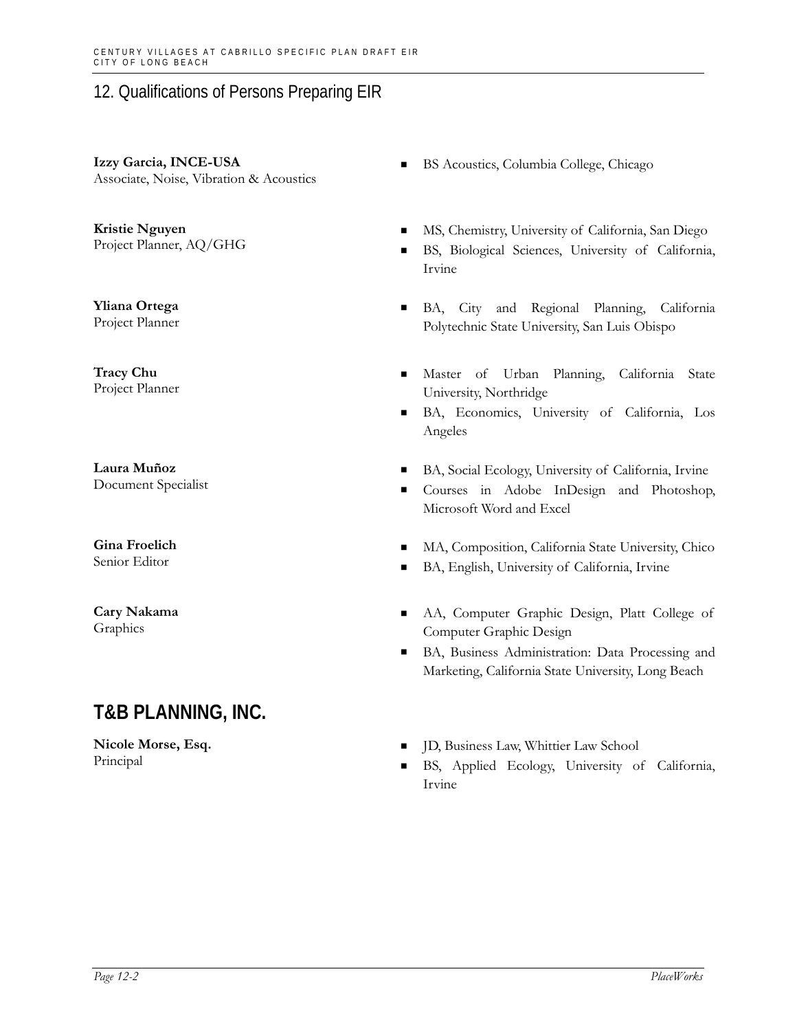## 12. Qualifications of Persons Preparing EIR

**Izzy Garcia, INCE-USA**
Associate, Noise, Vibration & Acoustics

- BS Acoustics, Columbia College, Chicago

**Kristie Nguyen**
Project Planner, AQ/GHG

- MS, Chemistry, University of California, San Diego
- BS, Biological Sciences, University of California, Irvine

**Yliana Ortega**
Project Planner

- BA, City and Regional Planning, California Polytechnic State University, San Luis Obispo

**Tracy Chu**
Project Planner

- Master of Urban Planning, California State University, Northridge
- BA, Economics, University of California, Los Angeles

**Laura Muñoz**
Document Specialist

- BA, Social Ecology, University of California, Irvine
- Courses in Adobe InDesign and Photoshop, Microsoft Word and Excel

**Gina Froelich**
Senior Editor

- MA, Composition, California State University, Chico
- BA, English, University of California, Irvine

**Cary Nakama**
Graphics

- AA, Computer Graphic Design, Platt College of Computer Graphic Design
- BA, Business Administration: Data Processing and Marketing, California State University, Long Beach

## T&B PLANNING, INC.

**Nicole Morse, Esq.**
Principal

- JD, Business Law, Whittier Law School
- BS, Applied Ecology, University of California, Irvine